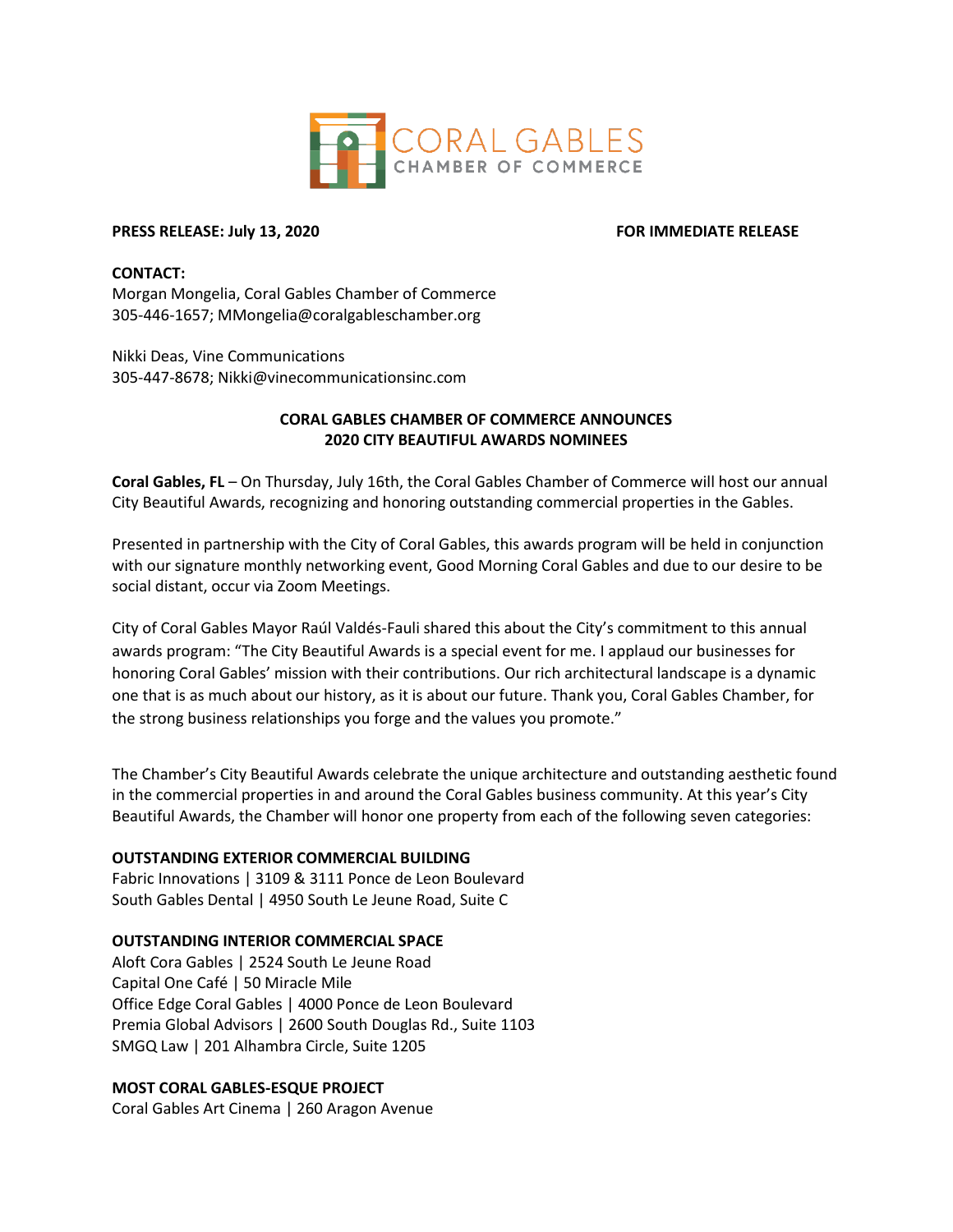CORAL GABLES CHAMBER OF COMMERCE

**PRESS RELEASE: July 13, 2020** **FOR IMMEDIATE RELEASE**

**CONTACT:**
Morgan Mongelia, Coral Gables Chamber of Commerce
305-446-1657; MMongelia@coralgableschamber.org

Nikki Deas, Vine Communications
305-447-8678; Nikki@vinecommunicationsinc.com

## CORAL GABLES CHAMBER OF COMMERCE ANNOUNCES 2020 CITY BEAUTIFUL AWARDS NOMINEES

**Coral Gables, FL** – On Thursday, July 16th, the Coral Gables Chamber of Commerce will host our annual City Beautiful Awards, recognizing and honoring outstanding commercial properties in the Gables.

Presented in partnership with the City of Coral Gables, this awards program will be held in conjunction with our signature monthly networking event, Good Morning Coral Gables and due to our desire to be social distant, occur via Zoom Meetings.

City of Coral Gables Mayor Raúl Valdés-Fauli shared this about the City's commitment to this annual awards program: "The City Beautiful Awards is a special event for me. I applaud our businesses for honoring Coral Gables' mission with their contributions. Our rich architectural landscape is a dynamic one that is as much about our history, as it is about our future. Thank you, Coral Gables Chamber, for the strong business relationships you forge and the values you promote."

The Chamber's City Beautiful Awards celebrate the unique architecture and outstanding aesthetic found in the commercial properties in and around the Coral Gables business community. At this year's City Beautiful Awards, the Chamber will honor one property from each of the following seven categories:

**OUTSTANDING EXTERIOR COMMERCIAL BUILDING**
Fabric Innovations | 3109 & 3111 Ponce de Leon Boulevard
South Gables Dental | 4950 South Le Jeune Road, Suite C

**OUTSTANDING INTERIOR COMMERCIAL SPACE**
Aloft Cora Gables | 2524 South Le Jeune Road
Capital One Café | 50 Miracle Mile
Office Edge Coral Gables | 4000 Ponce de Leon Boulevard
Premia Global Advisors | 2600 South Douglas Rd., Suite 1103
SMGQ Law | 201 Alhambra Circle, Suite 1205

**MOST CORAL GABLES-ESQUE PROJECT**
Coral Gables Art Cinema | 260 Aragon Avenue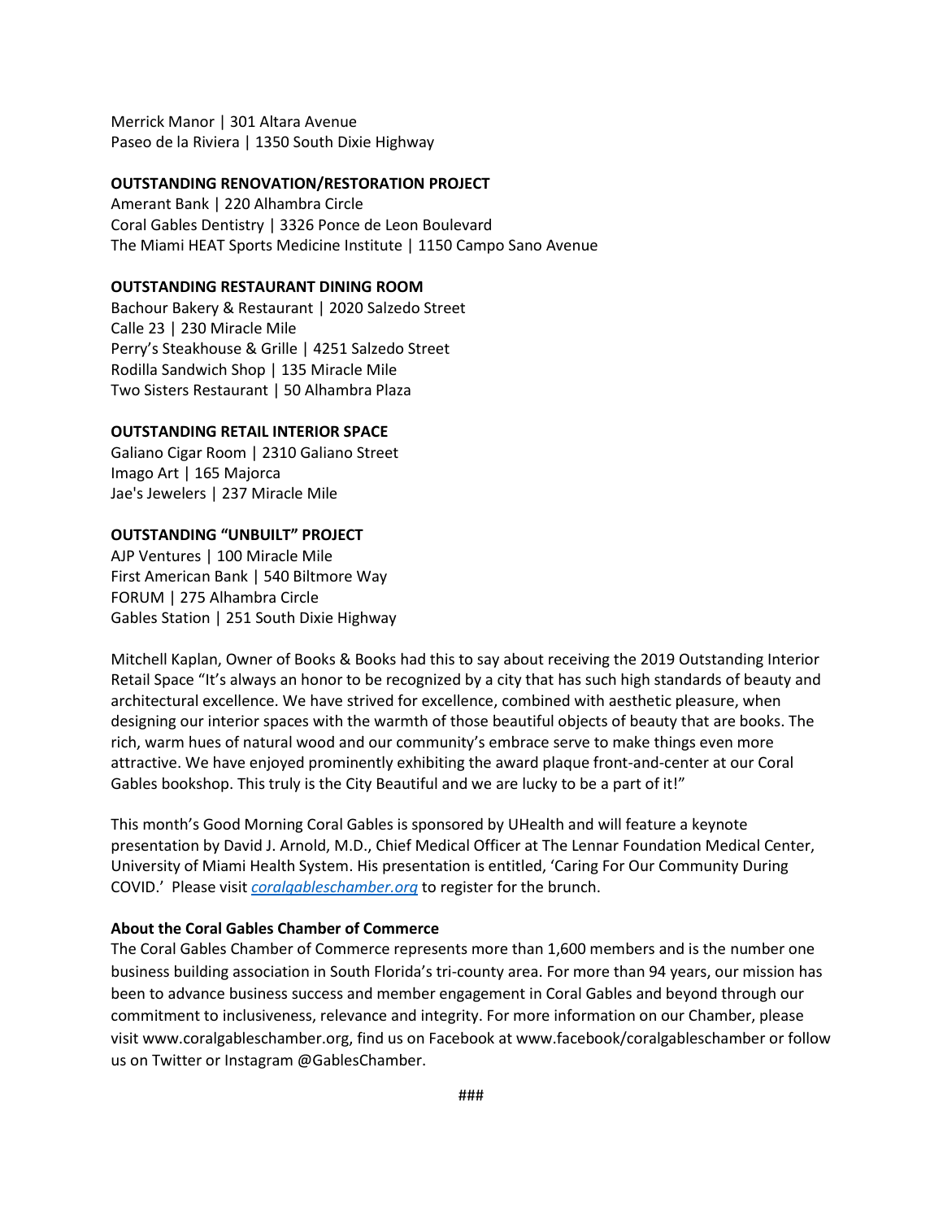Merrick Manor | 301 Altara Avenue
Paseo de la Riviera | 1350 South Dixie Highway

**OUTSTANDING RENOVATION/RESTORATION PROJECT**
Amerant Bank | 220 Alhambra Circle
Coral Gables Dentistry | 3326 Ponce de Leon Boulevard
The Miami HEAT Sports Medicine Institute | 1150 Campo Sano Avenue

**OUTSTANDING RESTAURANT DINING ROOM**
Bachour Bakery & Restaurant | 2020 Salzedo Street
Calle 23 | 230 Miracle Mile
Perry's Steakhouse & Grille | 4251 Salzedo Street
Rodilla Sandwich Shop | 135 Miracle Mile
Two Sisters Restaurant | 50 Alhambra Plaza

**OUTSTANDING RETAIL INTERIOR SPACE**
Galiano Cigar Room | 2310 Galiano Street
Imago Art | 165 Majorca
Jae's Jewelers | 237 Miracle Mile

**OUTSTANDING "UNBUILT" PROJECT**
AJP Ventures | 100 Miracle Mile
First American Bank | 540 Biltmore Way
FORUM | 275 Alhambra Circle
Gables Station | 251 South Dixie Highway

Mitchell Kaplan, Owner of Books & Books had this to say about receiving the 2019 Outstanding Interior Retail Space "It's always an honor to be recognized by a city that has such high standards of beauty and architectural excellence. We have strived for excellence, combined with aesthetic pleasure, when designing our interior spaces with the warmth of those beautiful objects of beauty that are books. The rich, warm hues of natural wood and our community's embrace serve to make things even more attractive. We have enjoyed prominently exhibiting the award plaque front-and-center at our Coral Gables bookshop. This truly is the City Beautiful and we are lucky to be a part of it!"

This month's Good Morning Coral Gables is sponsored by UHealth and will feature a keynote presentation by David J. Arnold, M.D., Chief Medical Officer at The Lennar Foundation Medical Center, University of Miami Health System. His presentation is entitled, 'Caring For Our Community During COVID.' Please visit *coralgableschamber.org* to register for the brunch.

**About the Coral Gables Chamber of Commerce**
The Coral Gables Chamber of Commerce represents more than 1,600 members and is the number one business building association in South Florida's tri-county area. For more than 94 years, our mission has been to advance business success and member engagement in Coral Gables and beyond through our commitment to inclusiveness, relevance and integrity. For more information on our Chamber, please visit www.coralgableschamber.org, find us on Facebook at www.facebook/coralgableschamber or follow us on Twitter or Instagram @GablesChamber.

###